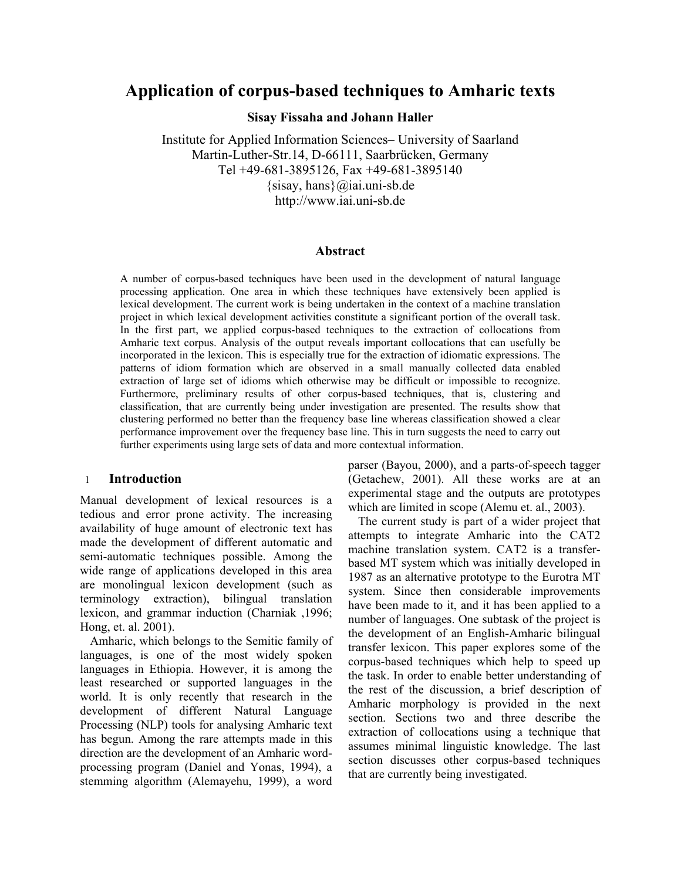# Application of corpus-based techniques to Amharic texts

**Sisay Fissaha and Johann Haller**

Institute for Applied Information Sciences– University of Saarland
Martin-Luther-Str.14, D-66111, Saarbrücken, Germany
Tel +49-681-3895126, Fax +49-681-3895140
{sisay, hans}@iai.uni-sb.de
http://www.iai.uni-sb.de

## Abstract

A number of corpus-based techniques have been used in the development of natural language processing application. One area in which these techniques have extensively been applied is lexical development. The current work is being undertaken in the context of a machine translation project in which lexical development activities constitute a significant portion of the overall task. In the first part, we applied corpus-based techniques to the extraction of collocations from Amharic text corpus. Analysis of the output reveals important collocations that can usefully be incorporated in the lexicon. This is especially true for the extraction of idiomatic expressions. The patterns of idiom formation which are observed in a small manually collected data enabled extraction of large set of idioms which otherwise may be difficult or impossible to recognize. Furthermore, preliminary results of other corpus-based techniques, that is, clustering and classification, that are currently being under investigation are presented. The results show that clustering performed no better than the frequency base line whereas classification showed a clear performance improvement over the frequency base line. This in turn suggests the need to carry out further experiments using large sets of data and more contextual information.

## 1 Introduction

Manual development of lexical resources is a tedious and error prone activity. The increasing availability of huge amount of electronic text has made the development of different automatic and semi-automatic techniques possible. Among the wide range of applications developed in this area are monolingual lexicon development (such as terminology extraction), bilingual translation lexicon, and grammar induction (Charniak ,1996; Hong, et. al. 2001).

Amharic, which belongs to the Semitic family of languages, is one of the most widely spoken languages in Ethiopia. However, it is among the least researched or supported languages in the world. It is only recently that research in the development of different Natural Language Processing (NLP) tools for analysing Amharic text has begun. Among the rare attempts made in this direction are the development of an Amharic word-processing program (Daniel and Yonas, 1994), a stemming algorithm (Alemayehu, 1999), a word parser (Bayou, 2000), and a parts-of-speech tagger (Getachew, 2001). All these works are at an experimental stage and the outputs are prototypes which are limited in scope (Alemu et. al., 2003).

The current study is part of a wider project that attempts to integrate Amharic into the CAT2 machine translation system. CAT2 is a transfer-based MT system which was initially developed in 1987 as an alternative prototype to the Eurotra MT system. Since then considerable improvements have been made to it, and it has been applied to a number of languages. One subtask of the project is the development of an English-Amharic bilingual transfer lexicon. This paper explores some of the corpus-based techniques which help to speed up the task. In order to enable better understanding of the rest of the discussion, a brief description of Amharic morphology is provided in the next section. Sections two and three describe the extraction of collocations using a technique that assumes minimal linguistic knowledge. The last section discusses other corpus-based techniques that are currently being investigated.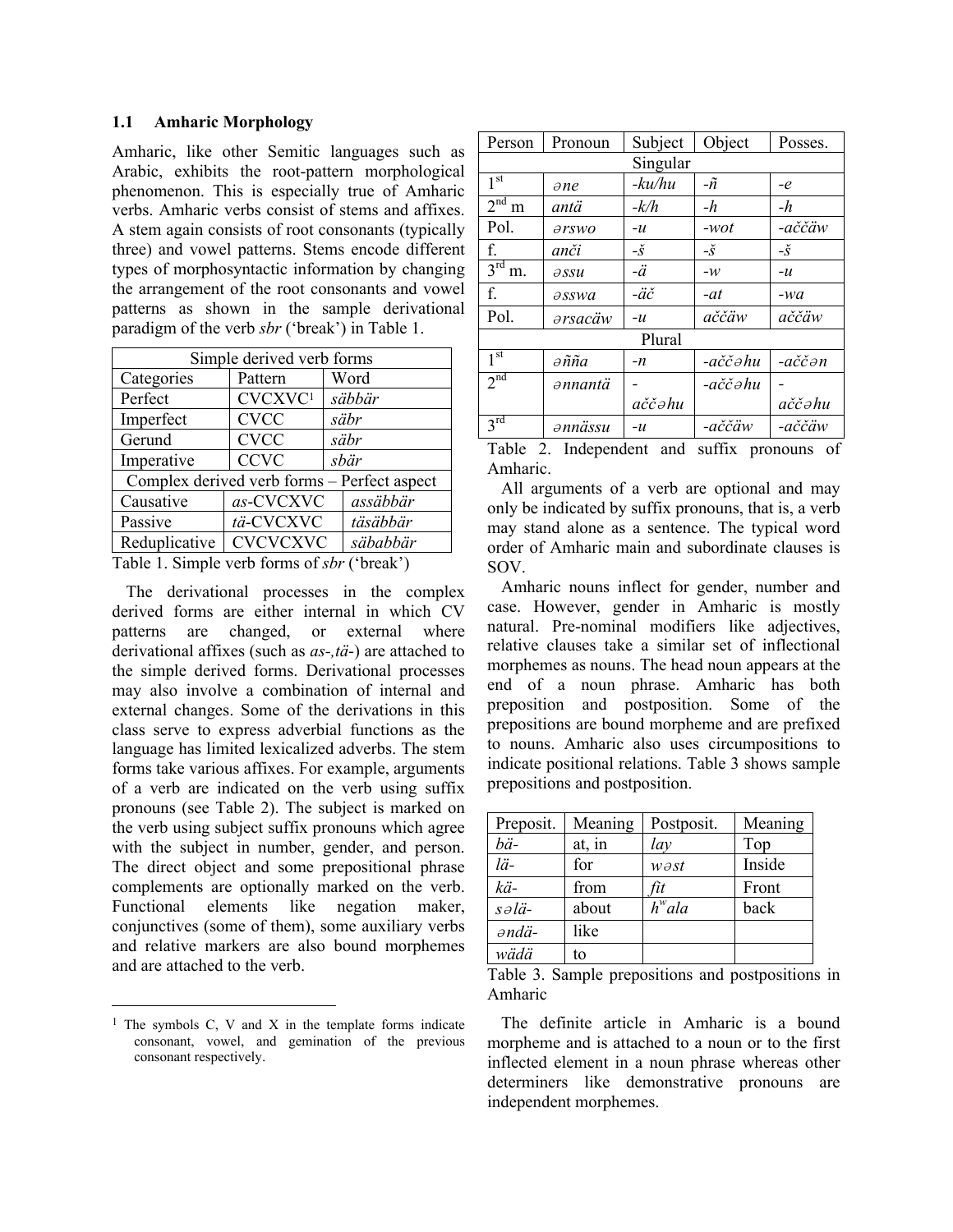### 1.1 Amharic Morphology

Amharic, like other Semitic languages such as Arabic, exhibits the root-pattern morphological phenomenon. This is especially true of Amharic verbs. Amharic verbs consist of stems and affixes. A stem again consists of root consonants (typically three) and vowel patterns. Stems encode different types of morphosyntactic information by changing the arrangement of the root consonants and vowel patterns as shown in the sample derivational paradigm of the verb *sbr* ('break') in Table 1.

| Simple derived verb forms | | |
|---|---|---|
| Categories | Pattern | Word |
| Perfect | CVCXVC[1] | *säbbär* |
| Imperfect | CVCC | *säbr* |
| Gerund | CVCC | *säbr* |
| Imperative | CCVC | *sbär* |
| Complex derived verb forms – Perfect aspect | | |
| Causative | *as*-CVCXVC | *assäbbär* |
| Passive | *tä*-CVCXVC | *täsäbbär* |
| Reduplicative | CVCVCXVC | *säbabbär* |

Table 1. Simple verb forms of *sbr* ('break')

The derivational processes in the complex derived forms are either internal in which CV patterns are changed, or external where derivational affixes (such as *as-,tä-*) are attached to the simple derived forms. Derivational processes may also involve a combination of internal and external changes. Some of the derivations in this class serve to express adverbial functions as the language has limited lexicalized adverbs. The stem forms take various affixes. For example, arguments of a verb are indicated on the verb using suffix pronouns (see Table 2). The subject is marked on the verb using subject suffix pronouns which agree with the subject in number, gender, and person. The direct object and some prepositional phrase complements are optionally marked on the verb. Functional elements like negation maker, conjunctives (some of them), some auxiliary verbs and relative markers are also bound morphemes and are attached to the verb.

[1] The symbols C, V and X in the template forms indicate consonant, vowel, and gemination of the previous consonant respectively.

| Person | Pronoun | Subject | Object | Posses. |
|---|---|---|---|---|
| Singular | | | | |
| 1st | *əne* | *-ku/hu* | *-ñ* | *-e* |
| 2nd m | *antä* | *-k/h* | *-h* | *-h* |
| Pol. | *ərswo* | *-u* | *-wot* | *-aččäw* |
| f. | *anči* | *-š* | *-š* | *-š* |
| 3rd m. | *əssu* | *-ä* | *-w* | *-u* |
| f. | *əsswa* | *-äč* | *-at* | *-wa* |
| Pol. | *ərsacäw* | *-u* | *aččäw* | *aččäw* |
| Plural | | | | |
| 1st | *əñña* | *-n* | *-aččəhu* | *-aččən* |
| 2nd | *ənnantä* | *-aččəhu* | *-aččəhu* | *-aččəhu* |
| 3rd | *ənnässu* | *-u* | *-aččäw* | *-aččäw* |

Table 2. Independent and suffix pronouns of Amharic.

All arguments of a verb are optional and may only be indicated by suffix pronouns, that is, a verb may stand alone as a sentence. The typical word order of Amharic main and subordinate clauses is SOV.

Amharic nouns inflect for gender, number and case. However, gender in Amharic is mostly natural. Pre-nominal modifiers like adjectives, relative clauses take a similar set of inflectional morphemes as nouns. The head noun appears at the end of a noun phrase. Amharic has both preposition and postposition. Some of the prepositions are bound morpheme and are prefixed to nouns. Amharic also uses circumpositions to indicate positional relations. Table 3 shows sample prepositions and postposition.

| Preposit. | Meaning | Postposit. | Meaning |
|---|---|---|---|
| *bä-* | at, in | *lay* | Top |
| *lä-* | for | *wəst* | Inside |
| *kä-* | from | *fit* | Front |
| *səlä-* | about | *hʷala* | back |
| *əndä-* | like | | |
| *wädä* | to | | |

Table 3. Sample prepositions and postpositions in Amharic

The definite article in Amharic is a bound morpheme and is attached to a noun or to the first inflected element in a noun phrase whereas other determiners like demonstrative pronouns are independent morphemes.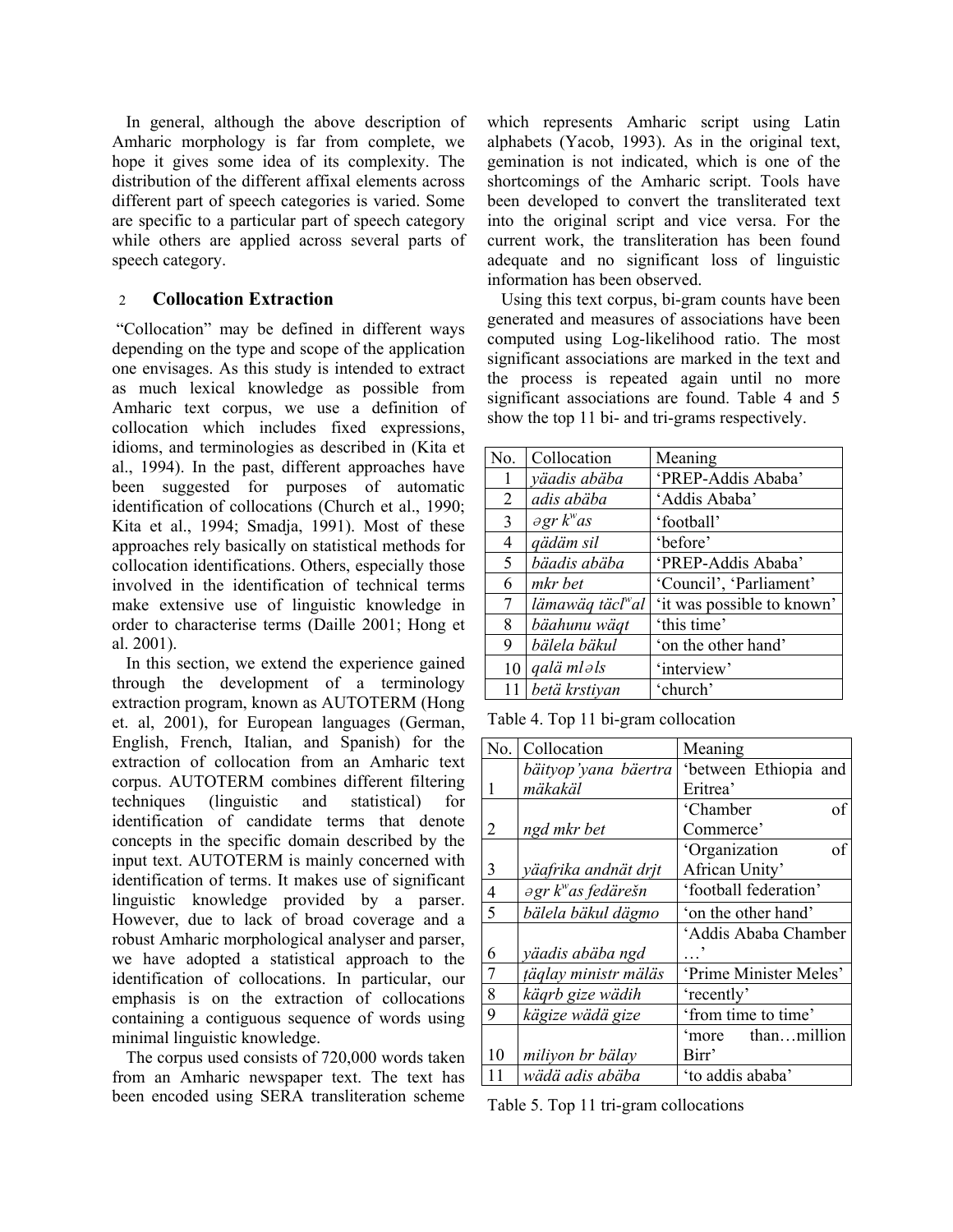In general, although the above description of Amharic morphology is far from complete, we hope it gives some idea of its complexity. The distribution of the different affixal elements across different part of speech categories is varied. Some are specific to a particular part of speech category while others are applied across several parts of speech category.

## 2 Collocation Extraction

"Collocation" may be defined in different ways depending on the type and scope of the application one envisages. As this study is intended to extract as much lexical knowledge as possible from Amharic text corpus, we use a definition of collocation which includes fixed expressions, idioms, and terminologies as described in (Kita et al., 1994). In the past, different approaches have been suggested for purposes of automatic identification of collocations (Church et al., 1990; Kita et al., 1994; Smadja, 1991). Most of these approaches rely basically on statistical methods for collocation identifications. Others, especially those involved in the identification of technical terms make extensive use of linguistic knowledge in order to characterise terms (Daille 2001; Hong et al. 2001).

In this section, we extend the experience gained through the development of a terminology extraction program, known as AUTOTERM (Hong et. al, 2001), for European languages (German, English, French, Italian, and Spanish) for the extraction of collocation from an Amharic text corpus. AUTOTERM combines different filtering techniques (linguistic and statistical) for identification of candidate terms that denote concepts in the specific domain described by the input text. AUTOTERM is mainly concerned with identification of terms. It makes use of significant linguistic knowledge provided by a parser. However, due to lack of broad coverage and a robust Amharic morphological analyser and parser, we have adopted a statistical approach to the identification of collocations. In particular, our emphasis is on the extraction of collocations containing a contiguous sequence of words using minimal linguistic knowledge.

The corpus used consists of 720,000 words taken from an Amharic newspaper text. The text has been encoded using SERA transliteration scheme which represents Amharic script using Latin alphabets (Yacob, 1993). As in the original text, gemination is not indicated, which is one of the shortcomings of the Amharic script. Tools have been developed to convert the transliterated text into the original script and vice versa. For the current work, the transliteration has been found adequate and no significant loss of linguistic information has been observed.

Using this text corpus, bi-gram counts have been generated and measures of associations have been computed using Log-likelihood ratio. The most significant associations are marked in the text and the process is repeated again until no more significant associations are found. Table 4 and 5 show the top 11 bi- and tri-grams respectively.

| No. | Collocation | Meaning |
|---|---|---|
| 1 | *yäadis abäba* | 'PREP-Addis Ababa' |
| 2 | *adis abäba* | 'Addis Ababa' |
| 3 | *əgr kʷas* | 'football' |
| 4 | *qädäm sil* | 'before' |
| 5 | *bäadis abäba* | 'PREP-Addis Ababa' |
| 6 | *mkr bet* | 'Council', 'Parliament' |
| 7 | *lämawäq täclʷal* | 'it was possible to known' |
| 8 | *bäahunu wäqt* | 'this time' |
| 9 | *bälela bäkul* | 'on the other hand' |
| 10 | *qalä mləls* | 'interview' |
| 11 | *betä krstiyan* | 'church' |

Table 4. Top 11 bi-gram collocation

| No. | Collocation | Meaning |
|---|---|---|
| 1 | *bäityop'yana bäertra mäkakäl* | 'between Ethiopia and Eritrea' |
| 2 | *ngd mkr bet* | 'Chamber of Commerce' |
| 3 | *yäafrika andnät drjt* | 'Organization of African Unity' |
| 4 | *əgr kʷas fedärešn* | 'football federation' |
| 5 | *bälela bäkul dägmo* | 'on the other hand' |
| 6 | *yäadis abäba ngd* | 'Addis Ababa Chamber …' |
| 7 | *ṭäqlay ministr mäläs* | 'Prime Minister Meles' |
| 8 | *käqrb gize wädih* | 'recently' |
| 9 | *kägize wädä gize* | 'from time to time' |
| 10 | *miliyon br bälay* | 'more than…million Birr' |
| 11 | *wädä adis abäba* | 'to addis ababa' |

Table 5. Top 11 tri-gram collocations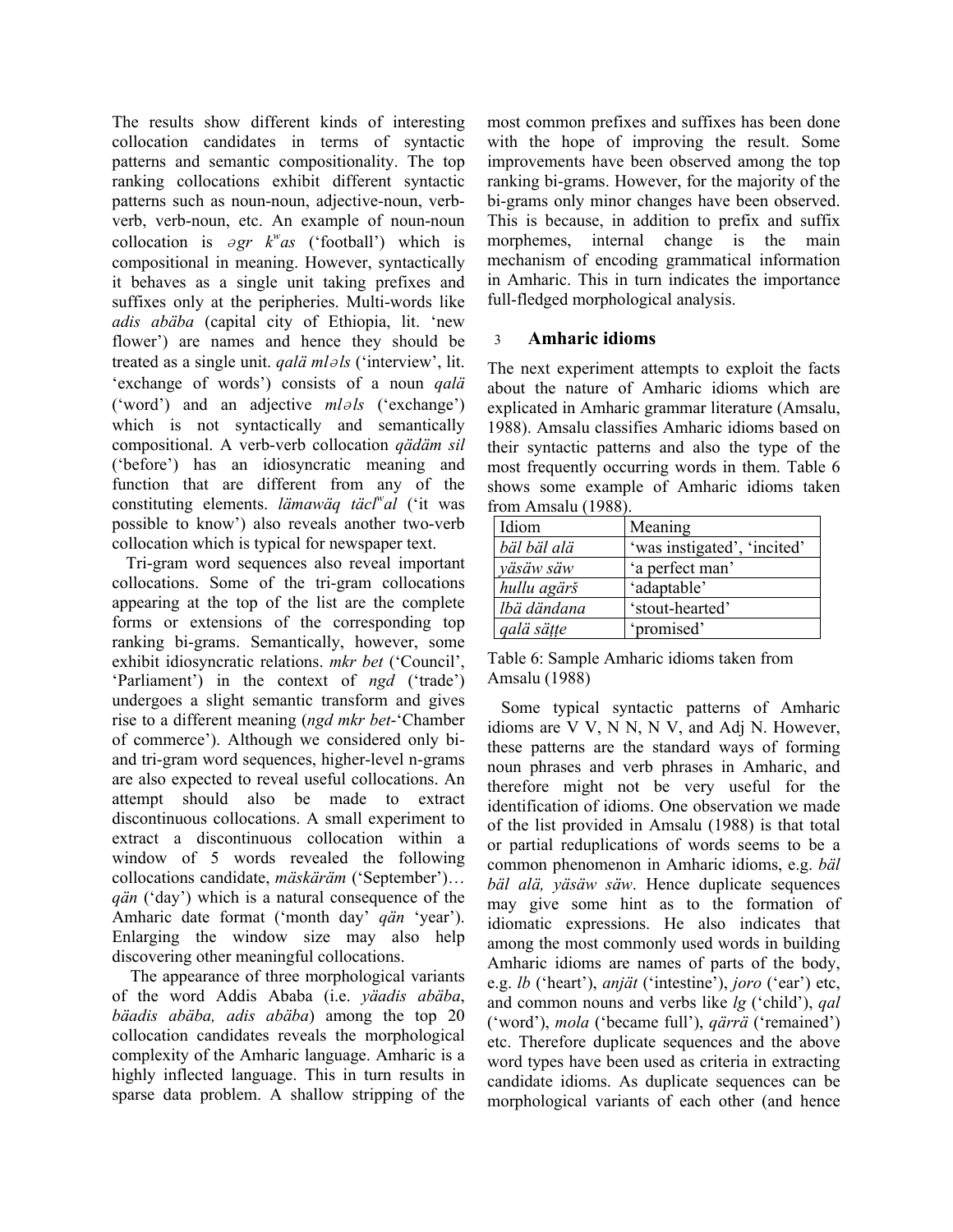The results show different kinds of interesting collocation candidates in terms of syntactic patterns and semantic compositionality. The top ranking collocations exhibit different syntactic patterns such as noun-noun, adjective-noun, verb-verb, verb-noun, etc. An example of noun-noun collocation is *əgr kʷas* ('football') which is compositional in meaning. However, syntactically it behaves as a single unit taking prefixes and suffixes only at the peripheries. Multi-words like *adis abäba* (capital city of Ethiopia, lit. 'new flower') are names and hence they should be treated as a single unit. *qalä mləls* ('interview', lit. 'exchange of words') consists of a noun *qalä* ('word') and an adjective *mləls* ('exchange') which is not syntactically and semantically compositional. A verb-verb collocation *qädäm sil* ('before') has an idiosyncratic meaning and function that are different from any of the constituting elements. *lämawäq täclʷal* ('it was possible to know') also reveals another two-verb collocation which is typical for newspaper text.

Tri-gram word sequences also reveal important collocations. Some of the tri-gram collocations appearing at the top of the list are the complete forms or extensions of the corresponding top ranking bi-grams. Semantically, however, some exhibit idiosyncratic relations. *mkr bet* ('Council', 'Parliament') in the context of *ngd* ('trade') undergoes a slight semantic transform and gives rise to a different meaning (*ngd mkr bet*-'Chamber of commerce'). Although we considered only bi- and tri-gram word sequences, higher-level n-grams are also expected to reveal useful collocations. An attempt should also be made to extract discontinuous collocations. A small experiment to extract a discontinuous collocation within a window of 5 words revealed the following collocations candidate, *mäskäräm* ('September')… *qän* ('day') which is a natural consequence of the Amharic date format ('month day' *qän* 'year'). Enlarging the window size may also help discovering other meaningful collocations.

The appearance of three morphological variants of the word Addis Ababa (i.e. *yäadis abäba*, *bäadis abäba, adis abäba*) among the top 20 collocation candidates reveals the morphological complexity of the Amharic language. Amharic is a highly inflected language. This in turn results in sparse data problem. A shallow stripping of the most common prefixes and suffixes has been done with the hope of improving the result. Some improvements have been observed among the top ranking bi-grams. However, for the majority of the bi-grams only minor changes have been observed. This is because, in addition to prefix and suffix morphemes, internal change is the main mechanism of encoding grammatical information in Amharic. This in turn indicates the importance full-fledged morphological analysis.

## 3 Amharic idioms

The next experiment attempts to exploit the facts about the nature of Amharic idioms which are explicated in Amharic grammar literature (Amsalu, 1988). Amsalu classifies Amharic idioms based on their syntactic patterns and also the type of the most frequently occurring words in them. Table 6 shows some example of Amharic idioms taken from Amsalu (1988).

| Idiom | Meaning |
|---|---|
| *bäl bäl alä* | 'was instigated', 'incited' |
| *yäsäw säw* | 'a perfect man' |
| *hullu agärš* | 'adaptable' |
| *lbä dändana* | 'stout-hearted' |
| *qalä säṭṭe* | 'promised' |

Table 6: Sample Amharic idioms taken from Amsalu (1988)

Some typical syntactic patterns of Amharic idioms are V V, N N, N V, and Adj N. However, these patterns are the standard ways of forming noun phrases and verb phrases in Amharic, and therefore might not be very useful for the identification of idioms. One observation we made of the list provided in Amsalu (1988) is that total or partial reduplications of words seems to be a common phenomenon in Amharic idioms, e.g. *bäl bäl alä, yäsäw säw*. Hence duplicate sequences may give some hint as to the formation of idiomatic expressions. He also indicates that among the most commonly used words in building Amharic idioms are names of parts of the body, e.g. *lb* ('heart'), *anjät* ('intestine'), *joro* ('ear') etc, and common nouns and verbs like *lg* ('child'), *qal* ('word'), *mola* ('became full'), *qärrä* ('remained') etc. Therefore duplicate sequences and the above word types have been used as criteria in extracting candidate idioms. As duplicate sequences can be morphological variants of each other (and hence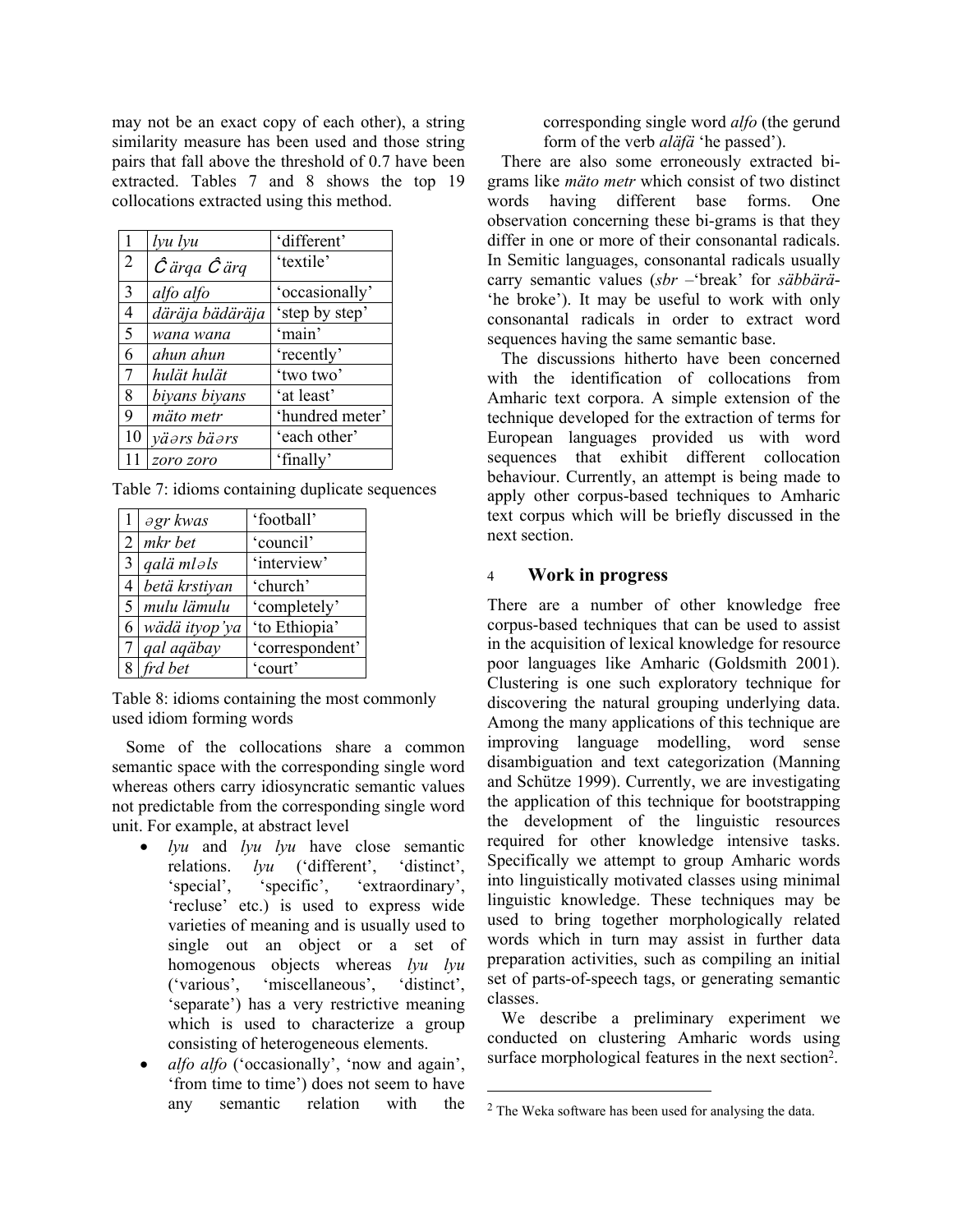may not be an exact copy of each other), a string similarity measure has been used and those string pairs that fall above the threshold of 0.7 have been extracted. Tables 7 and 8 shows the top 19 collocations extracted using this method.

| | | |
|---|---|---|
| 1 | *lyu lyu* | 'different' |
| 2 | *Ĉärqa Ĉärq* | 'textile' |
| 3 | *alfo alfo* | 'occasionally' |
| 4 | *däräja bädäräja* | 'step by step' |
| 5 | *wana wana* | 'main' |
| 6 | *ahun ahun* | 'recently' |
| 7 | *hulät hulät* | 'two two' |
| 8 | *biyans biyans* | 'at least' |
| 9 | *mäto metr* | 'hundred meter' |
| 10 | *yäərs bäərs* | 'each other' |
| 11 | *zoro zoro* | 'finally' |

Table 7: idioms containing duplicate sequences

| | | |
|---|---|---|
| 1 | *əgr kwas* | 'football' |
| 2 | *mkr bet* | 'council' |
| 3 | *qalä mləls* | 'interview' |
| 4 | *betä krstiyan* | 'church' |
| 5 | *mulu lämulu* | 'completely' |
| 6 | *wädä ityop'ya* | 'to Ethiopia' |
| 7 | *qal aqäbay* | 'correspondent' |
| 8 | *frd bet* | 'court' |

Table 8: idioms containing the most commonly used idiom forming words

Some of the collocations share a common semantic space with the corresponding single word whereas others carry idiosyncratic semantic values not predictable from the corresponding single word unit. For example, at abstract level

- *lyu* and *lyu lyu* have close semantic relations. *lyu* ('different', 'distinct', 'special', 'specific', 'extraordinary', 'recluse' etc.) is used to express wide varieties of meaning and is usually used to single out an object or a set of homogenous objects whereas *lyu lyu* ('various', 'miscellaneous', 'distinct', 'separate') has a very restrictive meaning which is used to characterize a group consisting of heterogeneous elements.
- *alfo alfo* ('occasionally', 'now and again', 'from time to time') does not seem to have any semantic relation with the corresponding single word *alfo* (the gerund form of the verb *aläfä* 'he passed').

There are also some erroneously extracted bi-grams like *mäto metr* which consist of two distinct words having different base forms. One observation concerning these bi-grams is that they differ in one or more of their consonantal radicals. In Semitic languages, consonantal radicals usually carry semantic values (*sbr* –'break' for *säbbärä*- 'he broke'). It may be useful to work with only consonantal radicals in order to extract word sequences having the same semantic base.

The discussions hitherto have been concerned with the identification of collocations from Amharic text corpora. A simple extension of the technique developed for the extraction of terms for European languages provided us with word sequences that exhibit different collocation behaviour. Currently, an attempt is being made to apply other corpus-based techniques to Amharic text corpus which will be briefly discussed in the next section.

## 4 Work in progress

There are a number of other knowledge free corpus-based techniques that can be used to assist in the acquisition of lexical knowledge for resource poor languages like Amharic (Goldsmith 2001). Clustering is one such exploratory technique for discovering the natural grouping underlying data. Among the many applications of this technique are improving language modelling, word sense disambiguation and text categorization (Manning and Schütze 1999). Currently, we are investigating the application of this technique for bootstrapping the development of the linguistic resources required for other knowledge intensive tasks. Specifically we attempt to group Amharic words into linguistically motivated classes using minimal linguistic knowledge. These techniques may be used to bring together morphologically related words which in turn may assist in further data preparation activities, such as compiling an initial set of parts-of-speech tags, or generating semantic classes.

We describe a preliminary experiment we conducted on clustering Amharic words using surface morphological features in the next section[2].

[2] The Weka software has been used for analysing the data.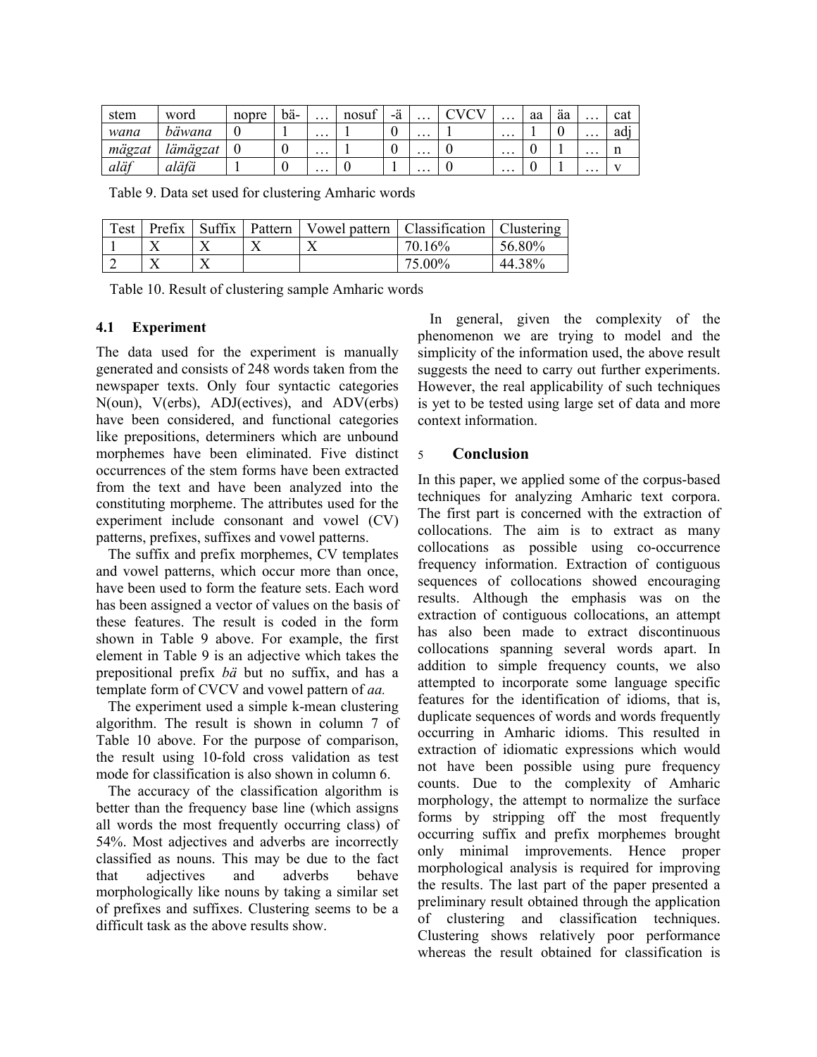| stem | word | nopre | bä- | … | nosuf | -ä | … | CVCV | … | aa | äa | … | cat |
|---|---|---|---|---|---|---|---|---|---|---|---|---|---|
| *wana* | *bäwana* | 0 | 1 | … | 1 | 0 | … | 1 | … | 1 | 0 | … | adj |
| *mägzat* | *lämägzat* | 0 | 0 | … | 1 | 0 | … | 0 | … | 0 | 1 | … | n |
| *aläf* | *aläfä* | 1 | 0 | … | 0 | 1 | … | 0 | … | 0 | 1 | … | v |

Table 9. Data set used for clustering Amharic words

| Test | Prefix | Suffix | Pattern | Vowel pattern | Classification | Clustering |
|---|---|---|---|---|---|---|
| 1 | X | X | X | X | 70.16% | 56.80% |
| 2 | X | X | | | 75.00% | 44.38% |

Table 10. Result of clustering sample Amharic words

### 4.1 Experiment

The data used for the experiment is manually generated and consists of 248 words taken from the newspaper texts. Only four syntactic categories N(oun), V(erbs), ADJ(ectives), and ADV(erbs) have been considered, and functional categories like prepositions, determiners which are unbound morphemes have been eliminated. Five distinct occurrences of the stem forms have been extracted from the text and have been analyzed into the constituting morpheme. The attributes used for the experiment include consonant and vowel (CV) patterns, prefixes, suffixes and vowel patterns.

The suffix and prefix morphemes, CV templates and vowel patterns, which occur more than once, have been used to form the feature sets. Each word has been assigned a vector of values on the basis of these features. The result is coded in the form shown in Table 9 above. For example, the first element in Table 9 is an adjective which takes the prepositional prefix *bä* but no suffix, and has a template form of CVCV and vowel pattern of *aa.*

The experiment used a simple k-mean clustering algorithm. The result is shown in column 7 of Table 10 above. For the purpose of comparison, the result using 10-fold cross validation as test mode for classification is also shown in column 6.

The accuracy of the classification algorithm is better than the frequency base line (which assigns all words the most frequently occurring class) of 54%. Most adjectives and adverbs are incorrectly classified as nouns. This may be due to the fact that adjectives and adverbs behave morphologically like nouns by taking a similar set of prefixes and suffixes. Clustering seems to be a difficult task as the above results show.

In general, given the complexity of the phenomenon we are trying to model and the simplicity of the information used, the above result suggests the need to carry out further experiments. However, the real applicability of such techniques is yet to be tested using large set of data and more context information.

## 5 Conclusion

In this paper, we applied some of the corpus-based techniques for analyzing Amharic text corpora. The first part is concerned with the extraction of collocations. The aim is to extract as many collocations as possible using co-occurrence frequency information. Extraction of contiguous sequences of collocations showed encouraging results. Although the emphasis was on the extraction of contiguous collocations, an attempt has also been made to extract discontinuous collocations spanning several words apart. In addition to simple frequency counts, we also attempted to incorporate some language specific features for the identification of idioms, that is, duplicate sequences of words and words frequently occurring in Amharic idioms. This resulted in extraction of idiomatic expressions which would not have been possible using pure frequency counts. Due to the complexity of Amharic morphology, the attempt to normalize the surface forms by stripping off the most frequently occurring suffix and prefix morphemes brought only minimal improvements. Hence proper morphological analysis is required for improving the results. The last part of the paper presented a preliminary result obtained through the application of clustering and classification techniques. Clustering shows relatively poor performance whereas the result obtained for classification is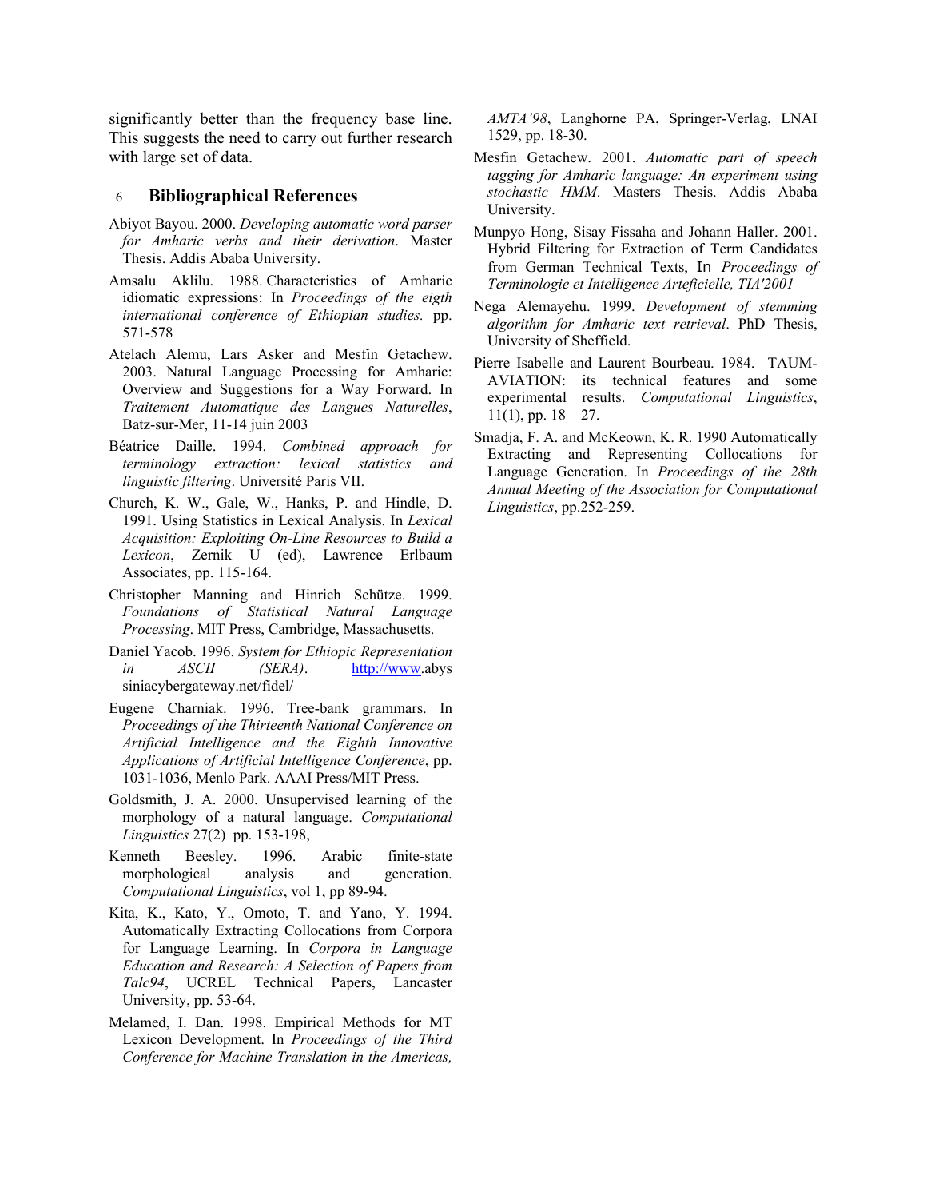significantly better than the frequency base line. This suggests the need to carry out further research with large set of data.

## 6 Bibliographical References

Abiyot Bayou. 2000. *Developing automatic word parser for Amharic verbs and their derivation*. Master Thesis. Addis Ababa University.

Amsalu Aklilu. 1988. Characteristics of Amharic idiomatic expressions: In *Proceedings of the eigth international conference of Ethiopian studies.* pp. 571-578

Atelach Alemu, Lars Asker and Mesfin Getachew. 2003. Natural Language Processing for Amharic: Overview and Suggestions for a Way Forward. In *Traitement Automatique des Langues Naturelles*, Batz-sur-Mer, 11-14 juin 2003

Béatrice Daille. 1994. *Combined approach for terminology extraction: lexical statistics and linguistic filtering*. Université Paris VII.

Church, K. W., Gale, W., Hanks, P. and Hindle, D. 1991. Using Statistics in Lexical Analysis. In *Lexical Acquisition: Exploiting On-Line Resources to Build a Lexicon*, Zernik U (ed), Lawrence Erlbaum Associates, pp. 115-164.

Christopher Manning and Hinrich Schütze. 1999. *Foundations of Statistical Natural Language Processing*. MIT Press, Cambridge, Massachusetts.

Daniel Yacob. 1996. *System for Ethiopic Representation in ASCII (SERA)*. http://www.abyssiniacybergateway.net/fidel/

Eugene Charniak. 1996. Tree-bank grammars. In *Proceedings of the Thirteenth National Conference on Artificial Intelligence and the Eighth Innovative Applications of Artificial Intelligence Conference*, pp. 1031-1036, Menlo Park. AAAI Press/MIT Press.

Goldsmith, J. A. 2000. Unsupervised learning of the morphology of a natural language. *Computational Linguistics* 27(2) pp. 153-198,

Kenneth Beesley. 1996. Arabic finite-state morphological analysis and generation. *Computational Linguistics*, vol 1, pp 89-94.

Kita, K., Kato, Y., Omoto, T. and Yano, Y. 1994. Automatically Extracting Collocations from Corpora for Language Learning. In *Corpora in Language Education and Research: A Selection of Papers from Talc94*, UCREL Technical Papers, Lancaster University, pp. 53-64.

Melamed, I. Dan. 1998. Empirical Methods for MT Lexicon Development. In *Proceedings of the Third Conference for Machine Translation in the Americas, AMTA'98*, Langhorne PA, Springer-Verlag, LNAI 1529, pp. 18-30.

Mesfin Getachew. 2001. *Automatic part of speech tagging for Amharic language: An experiment using stochastic HMM*. Masters Thesis. Addis Ababa University.

Munpyo Hong, Sisay Fissaha and Johann Haller. 2001. Hybrid Filtering for Extraction of Term Candidates from German Technical Texts, In *Proceedings of Terminologie et Intelligence Arteficielle, TIA'2001*

Nega Alemayehu. 1999. *Development of stemming algorithm for Amharic text retrieval*. PhD Thesis, University of Sheffield.

Pierre Isabelle and Laurent Bourbeau. 1984. TAUM-AVIATION: its technical features and some experimental results. *Computational Linguistics*, 11(1), pp. 18—27.

Smadja, F. A. and McKeown, K. R. 1990 Automatically Extracting and Representing Collocations for Language Generation. In *Proceedings of the 28th Annual Meeting of the Association for Computational Linguistics*, pp.252-259.